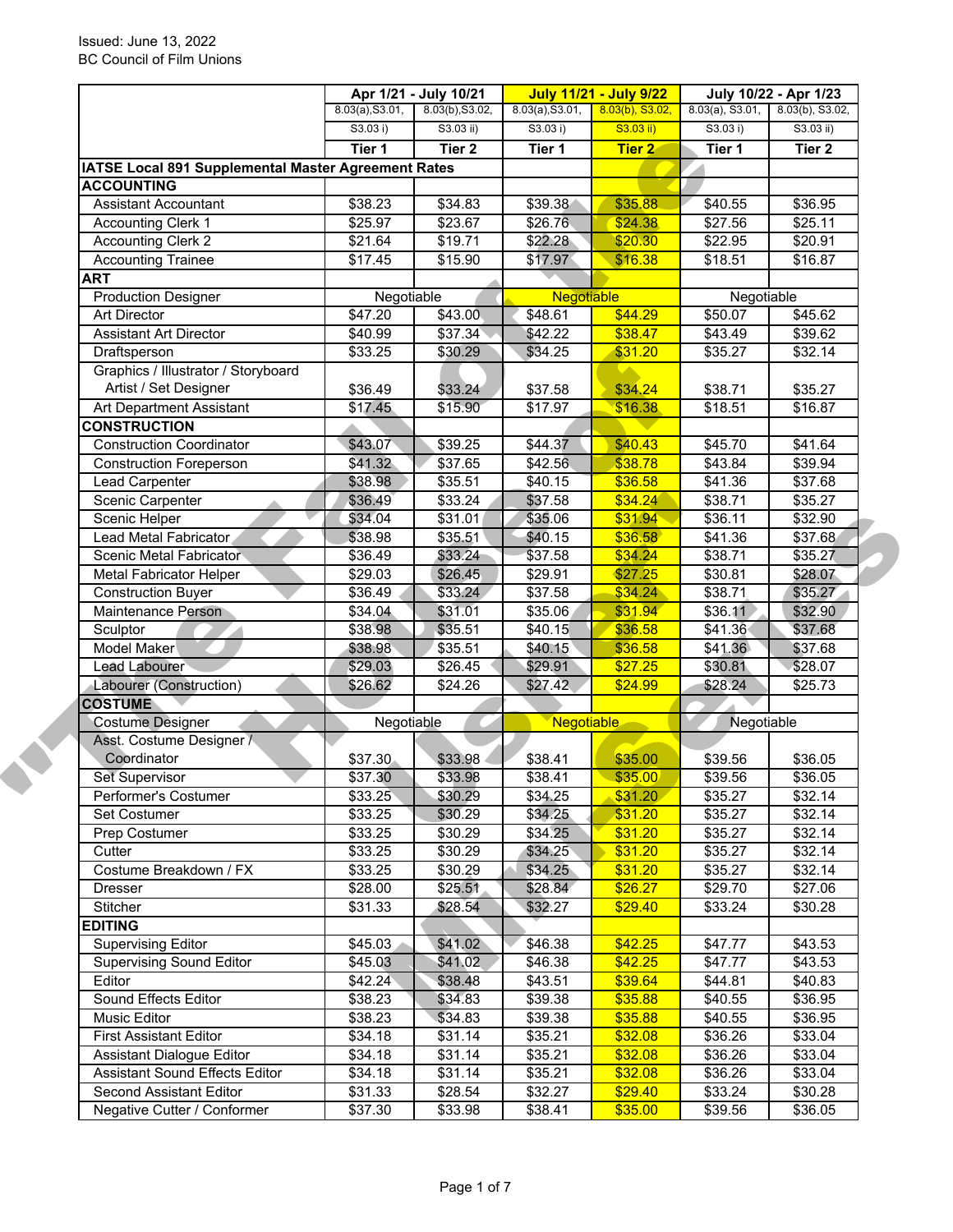Issued: June 13, 2022
BC Council of Film Unions

| | Apr 1/21 - July 10/21 | | July 11/21 - July 9/22 | | July 10/22 - Apr 1/23 | |
|---|---|---|---|---|---|---|
| | 8.03(a),S3.01, S3.03 i) | 8.03(b),S3.02, S3.03 ii) | 8.03(a),S3.01, S3.03 i) | 8.03(b), S3.02, S3.03 ii) | 8.03(a), S3.01, S3.03 i) | 8.03(b), S3.02, S3.03 ii) |
| | Tier 1 | Tier 2 | Tier 1 | Tier 2 | Tier 1 | Tier 2 |
| **IATSE Local 891 Supplemental Master Agreement Rates** | | | | | | |
| **ACCOUNTING** | | | | | | |
| Assistant Accountant | $38.23 | $34.83 | $39.38 | $35.88 | $40.55 | $36.95 |
| Accounting Clerk 1 | $25.97 | $23.67 | $26.76 | $24.38 | $27.56 | $25.11 |
| Accounting Clerk 2 | $21.64 | $19.71 | $22.28 | $20.30 | $22.95 | $20.91 |
| Accounting Trainee | $17.45 | $15.90 | $17.97 | $16.38 | $18.51 | $16.87 |
| **ART** | | | | | | |
| Production Designer | Negotiable | | Negotiable | | Negotiable | |
| Art Director | $47.20 | $43.00 | $48.61 | $44.29 | $50.07 | $45.62 |
| Assistant Art Director | $40.99 | $37.34 | $42.22 | $38.47 | $43.49 | $39.62 |
| Draftsperson | $33.25 | $30.29 | $34.25 | $31.20 | $35.27 | $32.14 |
| Graphics / Illustrator / Storyboard Artist / Set Designer | $36.49 | $33.24 | $37.58 | $34.24 | $38.71 | $35.27 |
| Art Department Assistant | $17.45 | $15.90 | $17.97 | $16.38 | $18.51 | $16.87 |
| **CONSTRUCTION** | | | | | | |
| Construction Coordinator | $43.07 | $39.25 | $44.37 | $40.43 | $45.70 | $41.64 |
| Construction Foreperson | $41.32 | $37.65 | $42.56 | $38.78 | $43.84 | $39.94 |
| Lead Carpenter | $38.98 | $35.51 | $40.15 | $36.58 | $41.36 | $37.68 |
| Scenic Carpenter | $36.49 | $33.24 | $37.58 | $34.24 | $38.71 | $35.27 |
| Scenic Helper | $34.04 | $31.01 | $35.06 | $31.94 | $36.11 | $32.90 |
| Lead Metal Fabricator | $38.98 | $35.51 | $40.15 | $36.58 | $41.36 | $37.68 |
| Scenic Metal Fabricator | $36.49 | $33.24 | $37.58 | $34.24 | $38.71 | $35.27 |
| Metal Fabricator Helper | $29.03 | $26.45 | $29.91 | $27.25 | $30.81 | $28.07 |
| Construction Buyer | $36.49 | $33.24 | $37.58 | $34.24 | $38.71 | $35.27 |
| Maintenance Person | $34.04 | $31.01 | $35.06 | $31.94 | $36.11 | $32.90 |
| Sculptor | $38.98 | $35.51 | $40.15 | $36.58 | $41.36 | $37.68 |
| Model Maker | $38.98 | $35.51 | $40.15 | $36.58 | $41.36 | $37.68 |
| Lead Labourer | $29.03 | $26.45 | $29.91 | $27.25 | $30.81 | $28.07 |
| Labourer (Construction) | $26.62 | $24.26 | $27.42 | $24.99 | $28.24 | $25.73 |
| **COSTUME** | | | | | | |
| Costume Designer | Negotiable | | Negotiable | | Negotiable | |
| Asst. Costume Designer / Coordinator | $37.30 | $33.98 | $38.41 | $35.00 | $39.56 | $36.05 |
| Set Supervisor | $37.30 | $33.98 | $38.41 | $35.00 | $39.56 | $36.05 |
| Performer's Costumer | $33.25 | $30.29 | $34.25 | $31.20 | $35.27 | $32.14 |
| Set Costumer | $33.25 | $30.29 | $34.25 | $31.20 | $35.27 | $32.14 |
| Prep Costumer | $33.25 | $30.29 | $34.25 | $31.20 | $35.27 | $32.14 |
| Cutter | $33.25 | $30.29 | $34.25 | $31.20 | $35.27 | $32.14 |
| Costume Breakdown / FX | $33.25 | $30.29 | $34.25 | $31.20 | $35.27 | $32.14 |
| Dresser | $28.00 | $25.51 | $28.84 | $26.27 | $29.70 | $27.06 |
| Stitcher | $31.33 | $28.54 | $32.27 | $29.40 | $33.24 | $30.28 |
| **EDITING** | | | | | | |
| Supervising Editor | $45.03 | $41.02 | $46.38 | $42.25 | $47.77 | $43.53 |
| Supervising Sound Editor | $45.03 | $41.02 | $46.38 | $42.25 | $47.77 | $43.53 |
| Editor | $42.24 | $38.48 | $43.51 | $39.64 | $44.81 | $40.83 |
| Sound Effects Editor | $38.23 | $34.83 | $39.38 | $35.88 | $40.55 | $36.95 |
| Music Editor | $38.23 | $34.83 | $39.38 | $35.88 | $40.55 | $36.95 |
| First Assistant Editor | $34.18 | $31.14 | $35.21 | $32.08 | $36.26 | $33.04 |
| Assistant Dialogue Editor | $34.18 | $31.14 | $35.21 | $32.08 | $36.26 | $33.04 |
| Assistant Sound Effects Editor | $34.18 | $31.14 | $35.21 | $32.08 | $36.26 | $33.04 |
| Second Assistant Editor | $31.33 | $28.54 | $32.27 | $29.40 | $33.24 | $30.28 |
| Negative Cutter / Conformer | $37.30 | $33.98 | $38.41 | $35.00 | $39.56 | $36.05 |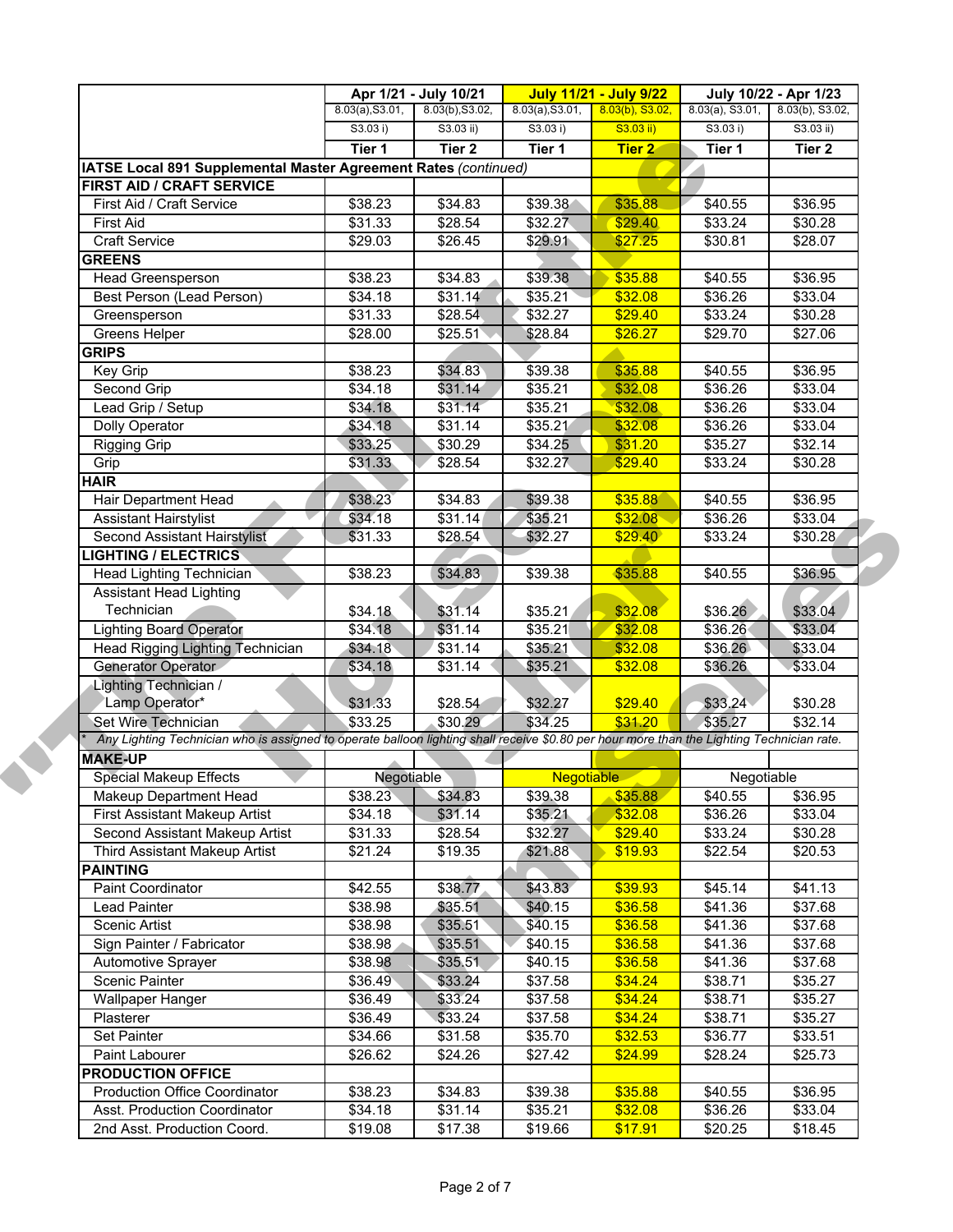| | Apr 1/21 - July 10/21 | | July 11/21 - July 9/22 | | July 10/22 - Apr 1/23 | |
|---|---|---|---|---|---|---|
| | 8.03(a),S3.01, S3.03 i) | 8.03(b),S3.02, S3.03 ii) | 8.03(a),S3.01, S3.03 i) | 8.03(b), S3.02, S3.03 ii) | 8.03(a), S3.01, S3.03 i) | 8.03(b), S3.02, S3.03 ii) |
| | Tier 1 | Tier 2 | Tier 1 | Tier 2 | Tier 1 | Tier 2 |
| **IATSE Local 891 Supplemental Master Agreement Rates** *(continued)* | | | | | | |
| **FIRST AID / CRAFT SERVICE** | | | | | | |
| First Aid / Craft Service | $38.23 | $34.83 | $39.38 | $35.88 | $40.55 | $36.95 |
| First Aid | $31.33 | $28.54 | $32.27 | $29.40 | $33.24 | $30.28 |
| Craft Service | $29.03 | $26.45 | $29.91 | $27.25 | $30.81 | $28.07 |
| **GREENS** | | | | | | |
| Head Greensperson | $38.23 | $34.83 | $39.38 | $35.88 | $40.55 | $36.95 |
| Best Person (Lead Person) | $34.18 | $31.14 | $35.21 | $32.08 | $36.26 | $33.04 |
| Greensperson | $31.33 | $28.54 | $32.27 | $29.40 | $33.24 | $30.28 |
| Greens Helper | $28.00 | $25.51 | $28.84 | $26.27 | $29.70 | $27.06 |
| **GRIPS** | | | | | | |
| Key Grip | $38.23 | $34.83 | $39.38 | $35.88 | $40.55 | $36.95 |
| Second Grip | $34.18 | $31.14 | $35.21 | $32.08 | $36.26 | $33.04 |
| Lead Grip / Setup | $34.18 | $31.14 | $35.21 | $32.08 | $36.26 | $33.04 |
| Dolly Operator | $34.18 | $31.14 | $35.21 | $32.08 | $36.26 | $33.04 |
| Rigging Grip | $33.25 | $30.29 | $34.25 | $31.20 | $35.27 | $32.14 |
| Grip | $31.33 | $28.54 | $32.27 | $29.40 | $33.24 | $30.28 |
| **HAIR** | | | | | | |
| Hair Department Head | $38.23 | $34.83 | $39.38 | $35.88 | $40.55 | $36.95 |
| Assistant Hairstylist | $34.18 | $31.14 | $35.21 | $32.08 | $36.26 | $33.04 |
| Second Assistant Hairstylist | $31.33 | $28.54 | $32.27 | $29.40 | $33.24 | $30.28 |
| **LIGHTING / ELECTRICS** | | | | | | |
| Head Lighting Technician | $38.23 | $34.83 | $39.38 | $35.88 | $40.55 | $36.95 |
| Assistant Head Lighting Technician | $34.18 | $31.14 | $35.21 | $32.08 | $36.26 | $33.04 |
| Lighting Board Operator | $34.18 | $31.14 | $35.21 | $32.08 | $36.26 | $33.04 |
| Head Rigging Lighting Technician | $34.18 | $31.14 | $35.21 | $32.08 | $36.26 | $33.04 |
| Generator Operator | $34.18 | $31.14 | $35.21 | $32.08 | $36.26 | $33.04 |
| Lighting Technician / Lamp Operator* | $31.33 | $28.54 | $32.27 | $29.40 | $33.24 | $30.28 |
| Set Wire Technician | $33.25 | $30.29 | $34.25 | $31.20 | $35.27 | $32.14 |
| * *Any Lighting Technician who is assigned to operate balloon lighting shall receive $0.80 per hour more than the Lighting Technician rate.* | | | | | | |
| **MAKE-UP** | | | | | | |
| Special Makeup Effects | Negotiable | | Negotiable | | Negotiable | |
| Makeup Department Head | $38.23 | $34.83 | $39.38 | $35.88 | $40.55 | $36.95 |
| First Assistant Makeup Artist | $34.18 | $31.14 | $35.21 | $32.08 | $36.26 | $33.04 |
| Second Assistant Makeup Artist | $31.33 | $28.54 | $32.27 | $29.40 | $33.24 | $30.28 |
| Third Assistant Makeup Artist | $21.24 | $19.35 | $21.88 | $19.93 | $22.54 | $20.53 |
| **PAINTING** | | | | | | |
| Paint Coordinator | $42.55 | $38.77 | $43.83 | $39.93 | $45.14 | $41.13 |
| Lead Painter | $38.98 | $35.51 | $40.15 | $36.58 | $41.36 | $37.68 |
| Scenic Artist | $38.98 | $35.51 | $40.15 | $36.58 | $41.36 | $37.68 |
| Sign Painter / Fabricator | $38.98 | $35.51 | $40.15 | $36.58 | $41.36 | $37.68 |
| Automotive Sprayer | $38.98 | $35.51 | $40.15 | $36.58 | $41.36 | $37.68 |
| Scenic Painter | $36.49 | $33.24 | $37.58 | $34.24 | $38.71 | $35.27 |
| Wallpaper Hanger | $36.49 | $33.24 | $37.58 | $34.24 | $38.71 | $35.27 |
| Plasterer | $36.49 | $33.24 | $37.58 | $34.24 | $38.71 | $35.27 |
| Set Painter | $34.66 | $31.58 | $35.70 | $32.53 | $36.77 | $33.51 |
| Paint Labourer | $26.62 | $24.26 | $27.42 | $24.99 | $28.24 | $25.73 |
| **PRODUCTION OFFICE** | | | | | | |
| Production Office Coordinator | $38.23 | $34.83 | $39.38 | $35.88 | $40.55 | $36.95 |
| Asst. Production Coordinator | $34.18 | $31.14 | $35.21 | $32.08 | $36.26 | $33.04 |
| 2nd Asst. Production Coord. | $19.08 | $17.38 | $19.66 | $17.91 | $20.25 | $18.45 |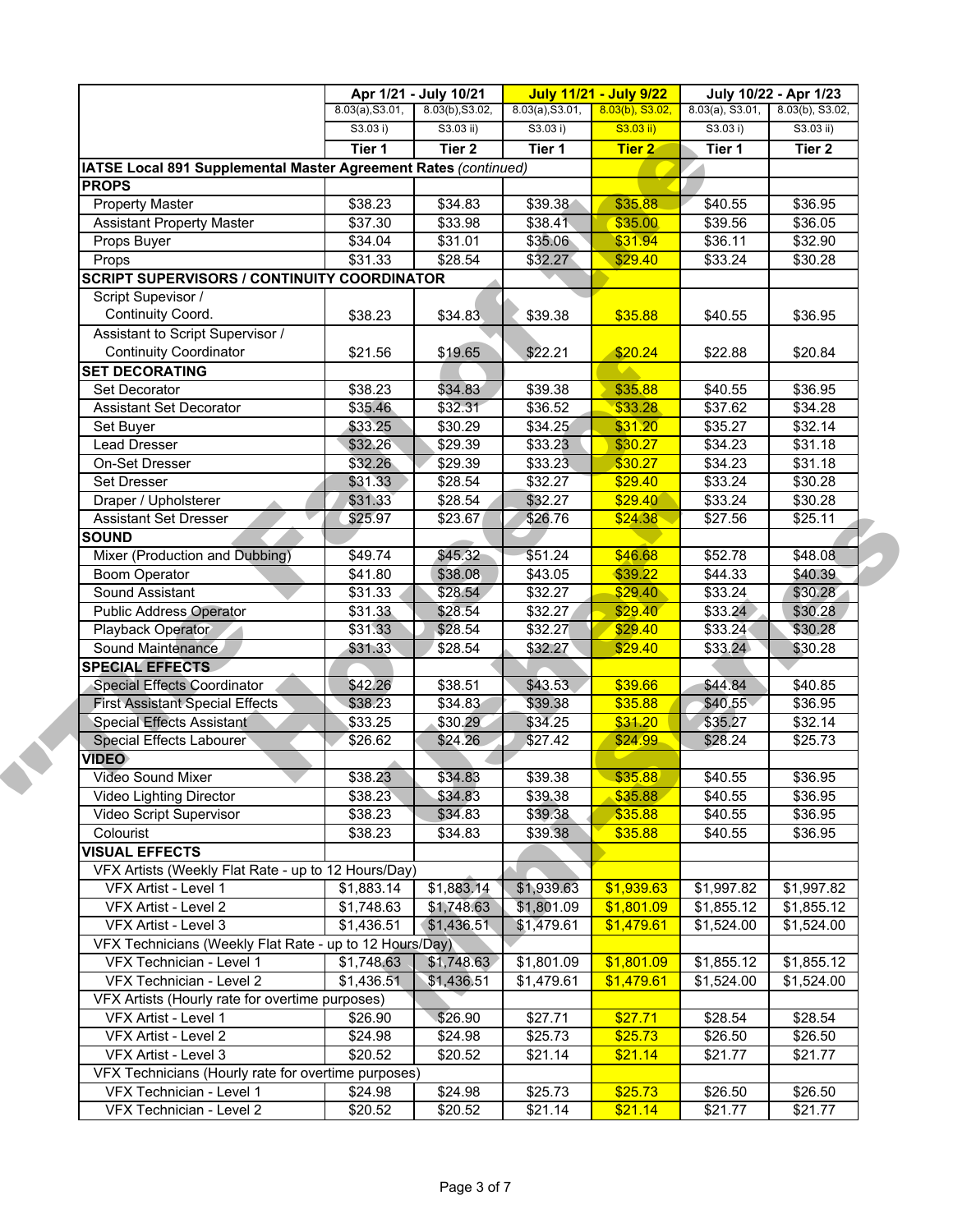| | Apr 1/21 - July 10/21 | | July 11/21 - July 9/22 | | July 10/22 - Apr 1/23 | |
|---|---|---|---|---|---|---|
| | 8.03(a),S3.01, S3.03 i) | 8.03(b),S3.02, S3.03 ii) | 8.03(a),S3.01, S3.03 i) | 8.03(b), S3.02, S3.03 ii) | 8.03(a), S3.01, S3.03 i) | 8.03(b), S3.02, S3.03 ii) |
| | **Tier 1** | **Tier 2** | **Tier 1** | **Tier 2** | **Tier 1** | **Tier 2** |
| **IATSE Local 891 Supplemental Master Agreement Rates** *(continued)* | | | | | | |
| **PROPS** | | | | | | |
| Property Master | $38.23 | $34.83 | $39.38 | $35.88 | $40.55 | $36.95 |
| Assistant Property Master | $37.30 | $33.98 | $38.41 | $35.00 | $39.56 | $36.05 |
| Props Buyer | $34.04 | $31.01 | $35.06 | $31.94 | $36.11 | $32.90 |
| Props | $31.33 | $28.54 | $32.27 | $29.40 | $33.24 | $30.28 |
| **SCRIPT SUPERVISORS / CONTINUITY COORDINATOR** | | | | | | |
| Script Supevisor / Continuity Coord. | $38.23 | $34.83 | $39.38 | $35.88 | $40.55 | $36.95 |
| Assistant to Script Supervisor / Continuity Coordinator | $21.56 | $19.65 | $22.21 | $20.24 | $22.88 | $20.84 |
| **SET DECORATING** | | | | | | |
| Set Decorator | $38.23 | $34.83 | $39.38 | $35.88 | $40.55 | $36.95 |
| Assistant Set Decorator | $35.46 | $32.31 | $36.52 | $33.28 | $37.62 | $34.28 |
| Set Buyer | $33.25 | $30.29 | $34.25 | $31.20 | $35.27 | $32.14 |
| Lead Dresser | $32.26 | $29.39 | $33.23 | $30.27 | $34.23 | $31.18 |
| On-Set Dresser | $32.26 | $29.39 | $33.23 | $30.27 | $34.23 | $31.18 |
| Set Dresser | $31.33 | $28.54 | $32.27 | $29.40 | $33.24 | $30.28 |
| Draper / Upholsterer | $31.33 | $28.54 | $32.27 | $29.40 | $33.24 | $30.28 |
| Assistant Set Dresser | $25.97 | $23.67 | $26.76 | $24.38 | $27.56 | $25.11 |
| **SOUND** | | | | | | |
| Mixer (Production and Dubbing) | $49.74 | $45.32 | $51.24 | $46.68 | $52.78 | $48.08 |
| Boom Operator | $41.80 | $38.08 | $43.05 | $39.22 | $44.33 | $40.39 |
| Sound Assistant | $31.33 | $28.54 | $32.27 | $29.40 | $33.24 | $30.28 |
| Public Address Operator | $31.33 | $28.54 | $32.27 | $29.40 | $33.24 | $30.28 |
| Playback Operator | $31.33 | $28.54 | $32.27 | $29.40 | $33.24 | $30.28 |
| Sound Maintenance | $31.33 | $28.54 | $32.27 | $29.40 | $33.24 | $30.28 |
| **SPECIAL EFFECTS** | | | | | | |
| Special Effects Coordinator | $42.26 | $38.51 | $43.53 | $39.66 | $44.84 | $40.85 |
| First Assistant Special Effects | $38.23 | $34.83 | $39.38 | $35.88 | $40.55 | $36.95 |
| Special Effects Assistant | $33.25 | $30.29 | $34.25 | $31.20 | $35.27 | $32.14 |
| Special Effects Labourer | $26.62 | $24.26 | $27.42 | $24.99 | $28.24 | $25.73 |
| **VIDEO** | | | | | | |
| Video Sound Mixer | $38.23 | $34.83 | $39.38 | $35.88 | $40.55 | $36.95 |
| Video Lighting Director | $38.23 | $34.83 | $39.38 | $35.88 | $40.55 | $36.95 |
| Video Script Supervisor | $38.23 | $34.83 | $39.38 | $35.88 | $40.55 | $36.95 |
| Colourist | $38.23 | $34.83 | $39.38 | $35.88 | $40.55 | $36.95 |
| **VISUAL EFFECTS** | | | | | | |
| VFX Artists (Weekly Flat Rate - up to 12 Hours/Day) | | | | | | |
| VFX Artist - Level 1 | $1,883.14 | $1,883.14 | $1,939.63 | $1,939.63 | $1,997.82 | $1,997.82 |
| VFX Artist - Level 2 | $1,748.63 | $1,748.63 | $1,801.09 | $1,801.09 | $1,855.12 | $1,855.12 |
| VFX Artist - Level 3 | $1,436.51 | $1,436.51 | $1,479.61 | $1,479.61 | $1,524.00 | $1,524.00 |
| VFX Technicians (Weekly Flat Rate - up to 12 Hours/Day) | | | | | | |
| VFX Technician - Level 1 | $1,748.63 | $1,748.63 | $1,801.09 | $1,801.09 | $1,855.12 | $1,855.12 |
| VFX Technician - Level 2 | $1,436.51 | $1,436.51 | $1,479.61 | $1,479.61 | $1,524.00 | $1,524.00 |
| VFX Artists (Hourly rate for overtime purposes) | | | | | | |
| VFX Artist - Level 1 | $26.90 | $26.90 | $27.71 | $27.71 | $28.54 | $28.54 |
| VFX Artist - Level 2 | $24.98 | $24.98 | $25.73 | $25.73 | $26.50 | $26.50 |
| VFX Artist - Level 3 | $20.52 | $20.52 | $21.14 | $21.14 | $21.77 | $21.77 |
| VFX Technicians (Hourly rate for overtime purposes) | | | | | | |
| VFX Technician - Level 1 | $24.98 | $24.98 | $25.73 | $25.73 | $26.50 | $26.50 |
| VFX Technician - Level 2 | $20.52 | $20.52 | $21.14 | $21.14 | $21.77 | $21.77 |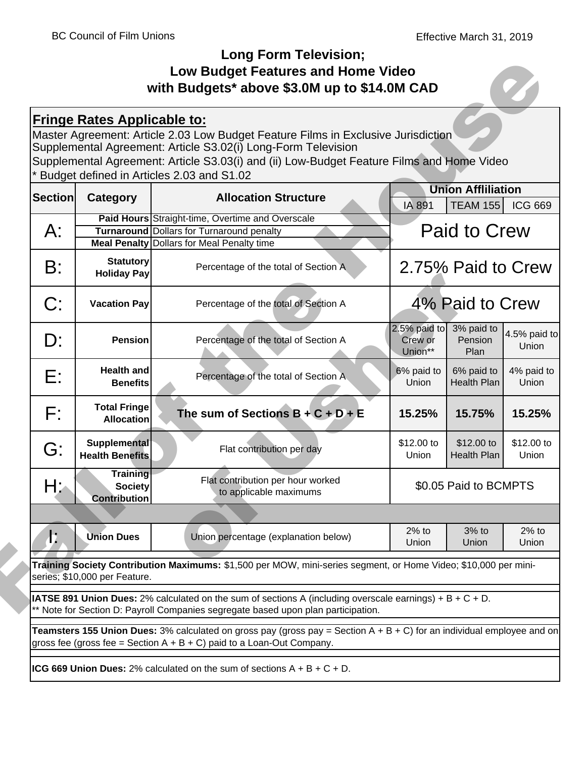BC Council of Film Unions

Effective March 31, 2019

# Long Form Television; Low Budget Features and Home Video with Budgets* above $3.0M up to $14.0M CAD

**Fringe Rates Applicable to:**

Master Agreement: Article 2.03 Low Budget Feature Films in Exclusive Jurisdiction
Supplemental Agreement: Article S3.02(i) Long-Form Television
Supplemental Agreement: Article S3.03(i) and (ii) Low-Budget Feature Films and Home Video
* Budget defined in Articles 2.03 and S1.02

| Section | Category | Allocation Structure | Union Affliliation | | |
|---|---|---|---|---|---|
| | | | IA 891 | TEAM 155 | ICG 669 |
| A: | **Paid Hours** | Straight-time, Overtime and Overscale | Paid to Crew | | |
| | **Turnaround** | Dollars for Turnaround penalty | | | |
| | **Meal Penalty** | Dollars for Meal Penalty time | | | |
| B: | **Statutory Holiday Pay** | Percentage of the total of Section A | 2.75% Paid to Crew | | |
| C: | **Vacation Pay** | Percentage of the total of Section A | 4% Paid to Crew | | |
| D: | **Pension** | Percentage of the total of Section A | 2.5% paid to Crew or Union** | 3% paid to Pension Plan | 4.5% paid to Union |
| E: | **Health and Benefits** | Percentage of the total of Section A | 6% paid to Union | 6% paid to Health Plan | 4% paid to Union |
| F: | **Total Fringe Allocation** | **The sum of Sections B + C + D + E** | **15.25%** | **15.75%** | **15.25%** |
| G: | **Supplemental Health Benefits** | Flat contribution per day | $12.00 to Union | $12.00 to Health Plan | $12.00 to Union |
| H: | **Training Society Contribution** | Flat contribution per hour worked to applicable maximums | $0.05 Paid to BCMPTS | | |
| I: | **Union Dues** | Union percentage (explanation below) | 2% to Union | 3% to Union | 2% to Union |

**Training Society Contribution Maximums:** $1,500 per MOW, mini-series segment, or Home Video; $10,000 per mini-series; $10,000 per Feature.

**IATSE 891 Union Dues:** 2% calculated on the sum of sections A (including overscale earnings) + B + C + D.
** Note for Section D: Payroll Companies segregate based upon plan participation.

**Teamsters 155 Union Dues:** 3% calculated on gross pay (gross pay = Section A + B + C) for an individual employee and on gross fee (gross fee = Section A + B + C) paid to a Loan-Out Company.

**ICG 669 Union Dues:** 2% calculated on the sum of sections A + B + C + D.